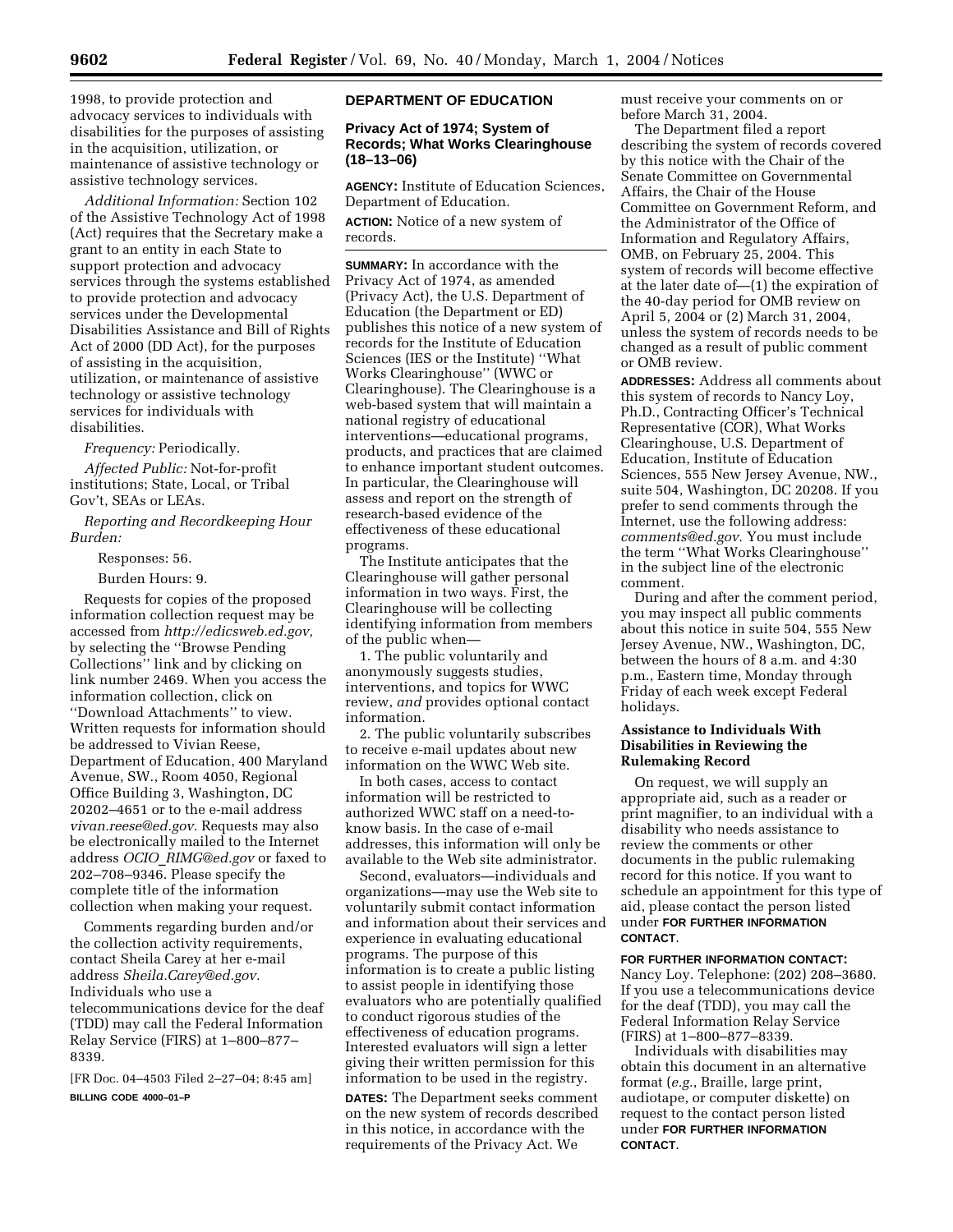1998, to provide protection and advocacy services to individuals with disabilities for the purposes of assisting in the acquisition, utilization, or maintenance of assistive technology or assistive technology services.

*Additional Information:* Section 102 of the Assistive Technology Act of 1998 (Act) requires that the Secretary make a grant to an entity in each State to support protection and advocacy services through the systems established to provide protection and advocacy services under the Developmental Disabilities Assistance and Bill of Rights Act of 2000 (DD Act), for the purposes of assisting in the acquisition, utilization, or maintenance of assistive technology or assistive technology services for individuals with disabilities.

*Frequency:* Periodically.

*Affected Public:* Not-for-profit institutions; State, Local, or Tribal Gov't, SEAs or LEAs.

*Reporting and Recordkeeping Hour Burden:*

Responses: 56.

Burden Hours: 9.

Requests for copies of the proposed information collection request may be accessed from *http://edicsweb.ed.gov,* by selecting the ''Browse Pending Collections'' link and by clicking on link number 2469. When you access the information collection, click on ''Download Attachments'' to view. Written requests for information should be addressed to Vivian Reese, Department of Education, 400 Maryland Avenue, SW., Room 4050, Regional Office Building 3, Washington, DC 20202–4651 or to the e-mail address *vivan.reese@ed.gov.* Requests may also be electronically mailed to the Internet address *OCIO_RIMG@ed.gov* or faxed to 202–708–9346. Please specify the complete title of the information collection when making your request.

Comments regarding burden and/or the collection activity requirements, contact Sheila Carey at her e-mail address *Sheila.Carey@ed.gov.* Individuals who use a telecommunications device for the deaf (TDD) may call the Federal Information Relay Service (FIRS) at 1–800–877–8339.

[FR Doc. 04–4503 Filed 2–27–04; 8:45 am]

**BILLING CODE 4000–01–P**

## DEPARTMENT OF EDUCATION

### Privacy Act of 1974; System of Records; What Works Clearinghouse (18–13–06)

**AGENCY:** Institute of Education Sciences, Department of Education.

**ACTION:** Notice of a new system of records.

**SUMMARY:** In accordance with the Privacy Act of 1974, as amended (Privacy Act), the U.S. Department of Education (the Department or ED) publishes this notice of a new system of records for the Institute of Education Sciences (IES or the Institute) ''What Works Clearinghouse'' (WWC or Clearinghouse). The Clearinghouse is a web-based system that will maintain a national registry of educational interventions—educational programs, products, and practices that are claimed to enhance important student outcomes. In particular, the Clearinghouse will assess and report on the strength of research-based evidence of the effectiveness of these educational programs.

The Institute anticipates that the Clearinghouse will gather personal information in two ways. First, the Clearinghouse will be collecting identifying information from members of the public when—

1. The public voluntarily and anonymously suggests studies, interventions, and topics for WWC review, *and* provides optional contact information.

2. The public voluntarily subscribes to receive e-mail updates about new information on the WWC Web site.

In both cases, access to contact information will be restricted to authorized WWC staff on a need-to-know basis. In the case of e-mail addresses, this information will only be available to the Web site administrator.

Second, evaluators—individuals and organizations—may use the Web site to voluntarily submit contact information and information about their services and experience in evaluating educational programs. The purpose of this information is to create a public listing to assist people in identifying those evaluators who are potentially qualified to conduct rigorous studies of the effectiveness of education programs. Interested evaluators will sign a letter giving their written permission for this information to be used in the registry.

**DATES:** The Department seeks comment on the new system of records described in this notice, in accordance with the requirements of the Privacy Act. We must receive your comments on or before March 31, 2004.

The Department filed a report describing the system of records covered by this notice with the Chair of the Senate Committee on Governmental Affairs, the Chair of the House Committee on Government Reform, and the Administrator of the Office of Information and Regulatory Affairs, OMB, on February 25, 2004. This system of records will become effective at the later date of—(1) the expiration of the 40-day period for OMB review on April 5, 2004 or (2) March 31, 2004, unless the system of records needs to be changed as a result of public comment or OMB review.

**ADDRESSES:** Address all comments about this system of records to Nancy Loy, Ph.D., Contracting Officer's Technical Representative (COR), What Works Clearinghouse, U.S. Department of Education, Institute of Education Sciences, 555 New Jersey Avenue, NW., suite 504, Washington, DC 20208. If you prefer to send comments through the Internet, use the following address: *comments@ed.gov.* You must include the term ''What Works Clearinghouse'' in the subject line of the electronic comment.

During and after the comment period, you may inspect all public comments about this notice in suite 504, 555 New Jersey Avenue, NW., Washington, DC, between the hours of 8 a.m. and 4:30 p.m., Eastern time, Monday through Friday of each week except Federal holidays.

### Assistance to Individuals With Disabilities in Reviewing the Rulemaking Record

On request, we will supply an appropriate aid, such as a reader or print magnifier, to an individual with a disability who needs assistance to review the comments or other documents in the public rulemaking record for this notice. If you want to schedule an appointment for this type of aid, please contact the person listed under **FOR FURTHER INFORMATION CONTACT**.

**FOR FURTHER INFORMATION CONTACT:** Nancy Loy. Telephone: (202) 208–3680. If you use a telecommunications device for the deaf (TDD), you may call the Federal Information Relay Service (FIRS) at 1–800–877–8339.

Individuals with disabilities may obtain this document in an alternative format (*e.g.*, Braille, large print, audiotape, or computer diskette) on request to the contact person listed under **FOR FURTHER INFORMATION CONTACT**.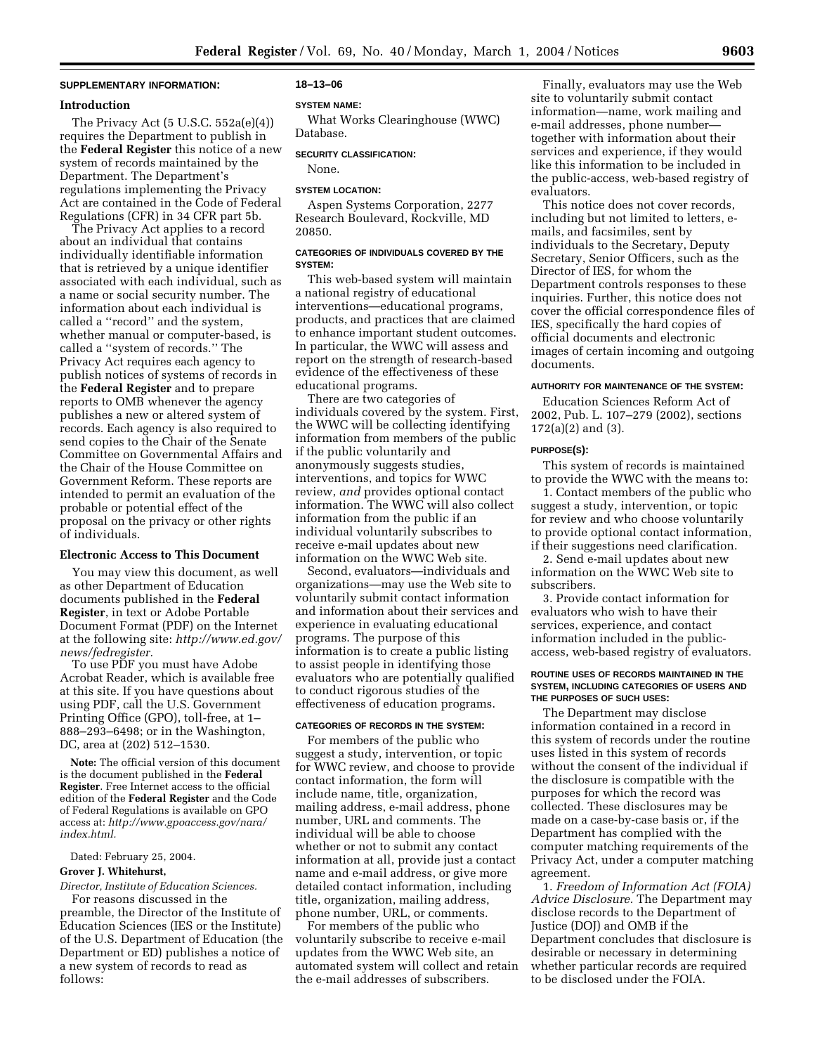**SUPPLEMENTARY INFORMATION:**

**Introduction**

The Privacy Act (5 U.S.C. 552a(e)(4)) requires the Department to publish in the **Federal Register** this notice of a new system of records maintained by the Department. The Department's regulations implementing the Privacy Act are contained in the Code of Federal Regulations (CFR) in 34 CFR part 5b.

The Privacy Act applies to a record about an individual that contains individually identifiable information that is retrieved by a unique identifier associated with each individual, such as a name or social security number. The information about each individual is called a ''record'' and the system, whether manual or computer-based, is called a ''system of records.'' The Privacy Act requires each agency to publish notices of systems of records in the **Federal Register** and to prepare reports to OMB whenever the agency publishes a new or altered system of records. Each agency is also required to send copies to the Chair of the Senate Committee on Governmental Affairs and the Chair of the House Committee on Government Reform. These reports are intended to permit an evaluation of the probable or potential effect of the proposal on the privacy or other rights of individuals.

**Electronic Access to This Document**

You may view this document, as well as other Department of Education documents published in the **Federal Register**, in text or Adobe Portable Document Format (PDF) on the Internet at the following site: *http://www.ed.gov/news/fedregister.*

To use PDF you must have Adobe Acrobat Reader, which is available free at this site. If you have questions about using PDF, call the U.S. Government Printing Office (GPO), toll-free, at 1–888–293–6498; or in the Washington, DC, area at (202) 512–1530.

**Note:** The official version of this document is the document published in the **Federal Register**. Free Internet access to the official edition of the **Federal Register** and the Code of Federal Regulations is available on GPO access at: *http://www.gpoaccess.gov/nara/index.html.*

Dated: February 25, 2004.

**Grover J. Whitehurst,**

*Director, Institute of Education Sciences.*

For reasons discussed in the preamble, the Director of the Institute of Education Sciences (IES or the Institute) of the U.S. Department of Education (the Department or ED) publishes a notice of a new system of records to read as follows:

**18–13–06**

**SYSTEM NAME:**

What Works Clearinghouse (WWC) Database.

**SECURITY CLASSIFICATION:**

None.

**SYSTEM LOCATION:**

Aspen Systems Corporation, 2277 Research Boulevard, Rockville, MD 20850.

**CATEGORIES OF INDIVIDUALS COVERED BY THE SYSTEM:**

This web-based system will maintain a national registry of educational interventions—educational programs, products, and practices that are claimed to enhance important student outcomes. In particular, the WWC will assess and report on the strength of research-based evidence of the effectiveness of these educational programs.

There are two categories of individuals covered by the system. First, the WWC will be collecting identifying information from members of the public if the public voluntarily and anonymously suggests studies, interventions, and topics for WWC review, *and* provides optional contact information. The WWC will also collect information from the public if an individual voluntarily subscribes to receive e-mail updates about new information on the WWC Web site.

Second, evaluators—individuals and organizations—may use the Web site to voluntarily submit contact information and information about their services and experience in evaluating educational programs. The purpose of this information is to create a public listing to assist people in identifying those evaluators who are potentially qualified to conduct rigorous studies of the effectiveness of education programs.

**CATEGORIES OF RECORDS IN THE SYSTEM:**

For members of the public who suggest a study, intervention, or topic for WWC review, and choose to provide contact information, the form will include name, title, organization, mailing address, e-mail address, phone number, URL and comments. The individual will be able to choose whether or not to submit any contact information at all, provide just a contact name and e-mail address, or give more detailed contact information, including title, organization, mailing address, phone number, URL, or comments.

For members of the public who voluntarily subscribe to receive e-mail updates from the WWC Web site, an automated system will collect and retain the e-mail addresses of subscribers.

Finally, evaluators may use the Web site to voluntarily submit contact information—name, work mailing and e-mail addresses, phone number—together with information about their services and experience, if they would like this information to be included in the public-access, web-based registry of evaluators.

This notice does not cover records, including but not limited to letters, e-mails, and facsimiles, sent by individuals to the Secretary, Deputy Secretary, Senior Officers, such as the Director of IES, for whom the Department controls responses to these inquiries. Further, this notice does not cover the official correspondence files of IES, specifically the hard copies of official documents and electronic images of certain incoming and outgoing documents.

**AUTHORITY FOR MAINTENANCE OF THE SYSTEM:**

Education Sciences Reform Act of 2002, Pub. L. 107–279 (2002), sections 172(a)(2) and (3).

**PURPOSE(S):**

This system of records is maintained to provide the WWC with the means to:

1. Contact members of the public who suggest a study, intervention, or topic for review and who choose voluntarily to provide optional contact information, if their suggestions need clarification.

2. Send e-mail updates about new information on the WWC Web site to subscribers.

3. Provide contact information for evaluators who wish to have their services, experience, and contact information included in the public-access, web-based registry of evaluators.

**ROUTINE USES OF RECORDS MAINTAINED IN THE SYSTEM, INCLUDING CATEGORIES OF USERS AND THE PURPOSES OF SUCH USES:**

The Department may disclose information contained in a record in this system of records under the routine uses listed in this system of records without the consent of the individual if the disclosure is compatible with the purposes for which the record was collected. These disclosures may be made on a case-by-case basis or, if the Department has complied with the computer matching requirements of the Privacy Act, under a computer matching agreement.

1. *Freedom of Information Act (FOIA) Advice Disclosure.* The Department may disclose records to the Department of Justice (DOJ) and OMB if the Department concludes that disclosure is desirable or necessary in determining whether particular records are required to be disclosed under the FOIA.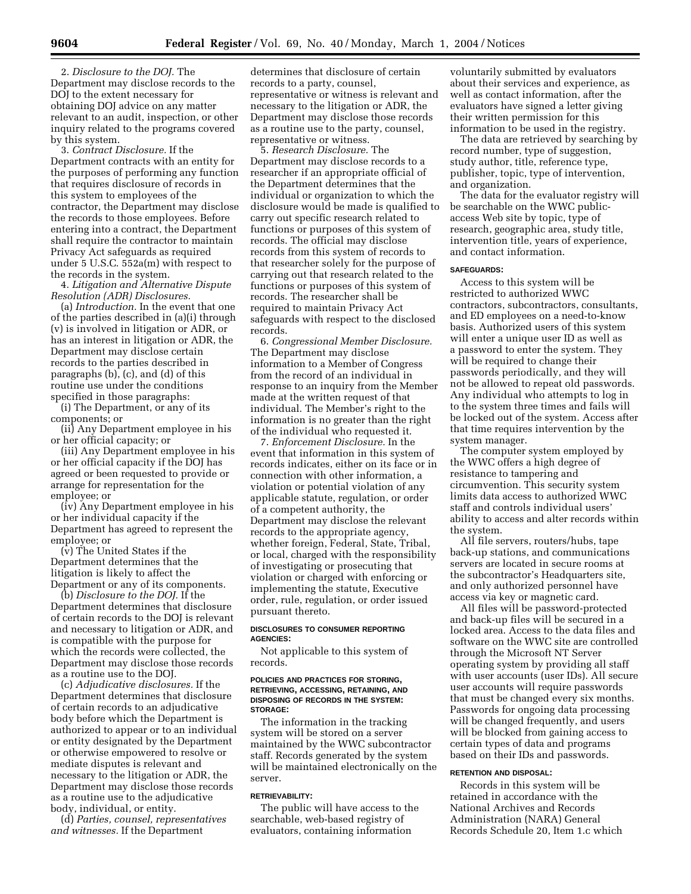2. *Disclosure to the DOJ.* The Department may disclose records to the DOJ to the extent necessary for obtaining DOJ advice on any matter relevant to an audit, inspection, or other inquiry related to the programs covered by this system.

3. *Contract Disclosure.* If the Department contracts with an entity for the purposes of performing any function that requires disclosure of records in this system to employees of the contractor, the Department may disclose the records to those employees. Before entering into a contract, the Department shall require the contractor to maintain Privacy Act safeguards as required under 5 U.S.C. 552a(m) with respect to the records in the system.

4. *Litigation and Alternative Dispute Resolution (ADR) Disclosures.*

(a) *Introduction.* In the event that one of the parties described in (a)(i) through (v) is involved in litigation or ADR, or has an interest in litigation or ADR, the Department may disclose certain records to the parties described in paragraphs (b), (c), and (d) of this routine use under the conditions specified in those paragraphs:

(i) The Department, or any of its components; or

(ii) Any Department employee in his or her official capacity; or

(iii) Any Department employee in his or her official capacity if the DOJ has agreed or been requested to provide or arrange for representation for the employee; or

(iv) Any Department employee in his or her individual capacity if the Department has agreed to represent the employee; or

(v) The United States if the Department determines that the litigation is likely to affect the Department or any of its components.

(b) *Disclosure to the DOJ.* If the Department determines that disclosure of certain records to the DOJ is relevant and necessary to litigation or ADR, and is compatible with the purpose for which the records were collected, the Department may disclose those records as a routine use to the DOJ.

(c) *Adjudicative disclosures.* If the Department determines that disclosure of certain records to an adjudicative body before which the Department is authorized to appear or to an individual or entity designated by the Department or otherwise empowered to resolve or mediate disputes is relevant and necessary to the litigation or ADR, the Department may disclose those records as a routine use to the adjudicative body, individual, or entity.

(d) *Parties, counsel, representatives and witnesses.* If the Department determines that disclosure of certain records to a party, counsel, representative or witness is relevant and necessary to the litigation or ADR, the Department may disclose those records as a routine use to the party, counsel, representative or witness.

5. *Research Disclosure.* The Department may disclose records to a researcher if an appropriate official of the Department determines that the individual or organization to which the disclosure would be made is qualified to carry out specific research related to functions or purposes of this system of records. The official may disclose records from this system of records to that researcher solely for the purpose of carrying out that research related to the functions or purposes of this system of records. The researcher shall be required to maintain Privacy Act safeguards with respect to the disclosed records.

6. *Congressional Member Disclosure.* The Department may disclose information to a Member of Congress from the record of an individual in response to an inquiry from the Member made at the written request of that individual. The Member's right to the information is no greater than the right of the individual who requested it.

7. *Enforcement Disclosure.* In the event that information in this system of records indicates, either on its face or in connection with other information, a violation or potential violation of any applicable statute, regulation, or order of a competent authority, the Department may disclose the relevant records to the appropriate agency, whether foreign, Federal, State, Tribal, or local, charged with the responsibility of investigating or prosecuting that violation or charged with enforcing or implementing the statute, Executive order, rule, regulation, or order issued pursuant thereto.

#### DISCLOSURES TO CONSUMER REPORTING AGENCIES:

Not applicable to this system of records.

#### POLICIES AND PRACTICES FOR STORING, RETRIEVING, ACCESSING, RETAINING, AND DISPOSING OF RECORDS IN THE SYSTEM: STORAGE:

The information in the tracking system will be stored on a server maintained by the WWC subcontractor staff. Records generated by the system will be maintained electronically on the server.

#### RETRIEVABILITY:

The public will have access to the searchable, web-based registry of evaluators, containing information voluntarily submitted by evaluators about their services and experience, as well as contact information, after the evaluators have signed a letter giving their written permission for this information to be used in the registry.

The data are retrieved by searching by record number, type of suggestion, study author, title, reference type, publisher, topic, type of intervention, and organization.

The data for the evaluator registry will be searchable on the WWC public-access Web site by topic, type of research, geographic area, study title, intervention title, years of experience, and contact information.

#### SAFEGUARDS:

Access to this system will be restricted to authorized WWC contractors, subcontractors, consultants, and ED employees on a need-to-know basis. Authorized users of this system will enter a unique user ID as well as a password to enter the system. They will be required to change their passwords periodically, and they will not be allowed to repeat old passwords. Any individual who attempts to log in to the system three times and fails will be locked out of the system. Access after that time requires intervention by the system manager.

The computer system employed by the WWC offers a high degree of resistance to tampering and circumvention. This security system limits data access to authorized WWC staff and controls individual users' ability to access and alter records within the system.

All file servers, routers/hubs, tape back-up stations, and communications servers are located in secure rooms at the subcontractor's Headquarters site, and only authorized personnel have access via key or magnetic card.

All files will be password-protected and back-up files will be secured in a locked area. Access to the data files and software on the WWC site are controlled through the Microsoft NT Server operating system by providing all staff with user accounts (user IDs). All secure user accounts will require passwords that must be changed every six months. Passwords for ongoing data processing will be changed frequently, and users will be blocked from gaining access to certain types of data and programs based on their IDs and passwords.

#### RETENTION AND DISPOSAL:

Records in this system will be retained in accordance with the National Archives and Records Administration (NARA) General Records Schedule 20, Item 1.c which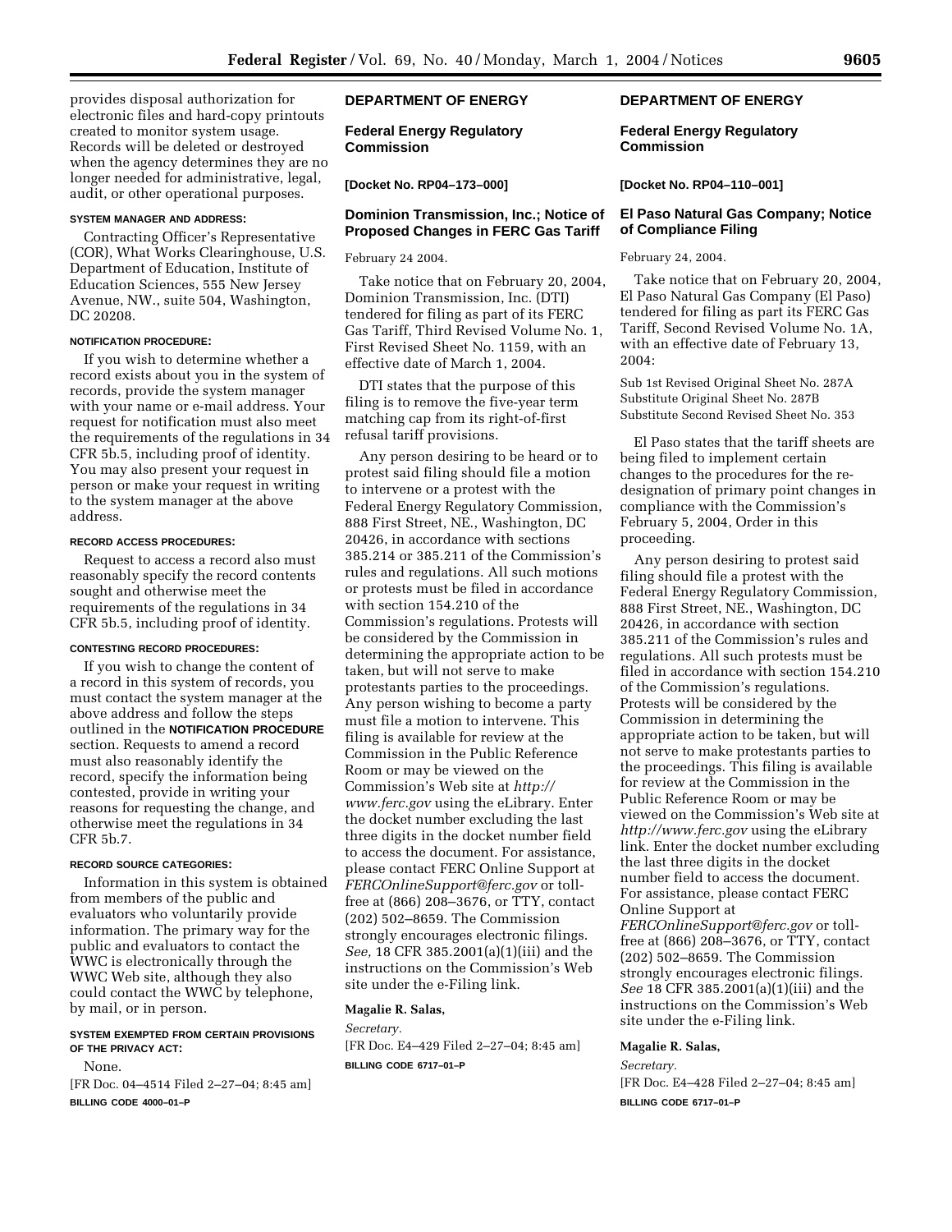provides disposal authorization for electronic files and hard-copy printouts created to monitor system usage. Records will be deleted or destroyed when the agency determines they are no longer needed for administrative, legal, audit, or other operational purposes.

**SYSTEM MANAGER AND ADDRESS:**

Contracting Officer's Representative (COR), What Works Clearinghouse, U.S. Department of Education, Institute of Education Sciences, 555 New Jersey Avenue, NW., suite 504, Washington, DC 20208.

**NOTIFICATION PROCEDURE:**

If you wish to determine whether a record exists about you in the system of records, provide the system manager with your name or e-mail address. Your request for notification must also meet the requirements of the regulations in 34 CFR 5b.5, including proof of identity. You may also present your request in person or make your request in writing to the system manager at the above address.

**RECORD ACCESS PROCEDURES:**

Request to access a record also must reasonably specify the record contents sought and otherwise meet the requirements of the regulations in 34 CFR 5b.5, including proof of identity.

**CONTESTING RECORD PROCEDURES:**

If you wish to change the content of a record in this system of records, you must contact the system manager at the above address and follow the steps outlined in the **NOTIFICATION PROCEDURE** section. Requests to amend a record must also reasonably identify the record, specify the information being contested, provide in writing your reasons for requesting the change, and otherwise meet the regulations in 34 CFR 5b.7.

**RECORD SOURCE CATEGORIES:**

Information in this system is obtained from members of the public and evaluators who voluntarily provide information. The primary way for the public and evaluators to contact the WWC is electronically through the WWC Web site, although they also could contact the WWC by telephone, by mail, or in person.

**SYSTEM EXEMPTED FROM CERTAIN PROVISIONS OF THE PRIVACY ACT:**

None.

[FR Doc. 04–4514 Filed 2–27–04; 8:45 am]

**BILLING CODE 4000–01–P**

## DEPARTMENT OF ENERGY

### Federal Energy Regulatory Commission

**[Docket No. RP04–173–000]**

### Dominion Transmission, Inc.; Notice of Proposed Changes in FERC Gas Tariff

February 24 2004.

Take notice that on February 20, 2004, Dominion Transmission, Inc. (DTI) tendered for filing as part of its FERC Gas Tariff, Third Revised Volume No. 1, First Revised Sheet No. 1159, with an effective date of March 1, 2004.

DTI states that the purpose of this filing is to remove the five-year term matching cap from its right-of-first refusal tariff provisions.

Any person desiring to be heard or to protest said filing should file a motion to intervene or a protest with the Federal Energy Regulatory Commission, 888 First Street, NE., Washington, DC 20426, in accordance with sections 385.214 or 385.211 of the Commission's rules and regulations. All such motions or protests must be filed in accordance with section 154.210 of the Commission's regulations. Protests will be considered by the Commission in determining the appropriate action to be taken, but will not serve to make protestants parties to the proceedings. Any person wishing to become a party must file a motion to intervene. This filing is available for review at the Commission in the Public Reference Room or may be viewed on the Commission's Web site at *http://www.ferc.gov* using the eLibrary. Enter the docket number excluding the last three digits in the docket number field to access the document. For assistance, please contact FERC Online Support at *FERCOnlineSupport@ferc.gov* or toll-free at (866) 208–3676, or TTY, contact (202) 502–8659. The Commission strongly encourages electronic filings. *See,* 18 CFR 385.2001(a)(1)(iii) and the instructions on the Commission's Web site under the e-Filing link.

**Magalie R. Salas,**

*Secretary.*

[FR Doc. E4–429 Filed 2–27–04; 8:45 am]

**BILLING CODE 6717–01–P**

## DEPARTMENT OF ENERGY

### Federal Energy Regulatory Commission

**[Docket No. RP04–110–001]**

### El Paso Natural Gas Company; Notice of Compliance Filing

February 24, 2004.

Take notice that on February 20, 2004, El Paso Natural Gas Company (El Paso) tendered for filing as part its FERC Gas Tariff, Second Revised Volume No. 1A, with an effective date of February 13, 2004:

Sub 1st Revised Original Sheet No. 287A
Substitute Original Sheet No. 287B
Substitute Second Revised Sheet No. 353

El Paso states that the tariff sheets are being filed to implement certain changes to the procedures for the re-designation of primary point changes in compliance with the Commission's February 5, 2004, Order in this proceeding.

Any person desiring to protest said filing should file a protest with the Federal Energy Regulatory Commission, 888 First Street, NE., Washington, DC 20426, in accordance with section 385.211 of the Commission's rules and regulations. All such protests must be filed in accordance with section 154.210 of the Commission's regulations. Protests will be considered by the Commission in determining the appropriate action to be taken, but will not serve to make protestants parties to the proceedings. This filing is available for review at the Commission in the Public Reference Room or may be viewed on the Commission's Web site at *http://www.ferc.gov* using the eLibrary link. Enter the docket number excluding the last three digits in the docket number field to access the document. For assistance, please contact FERC Online Support at *FERCOnlineSupport@ferc.gov* or toll-free at (866) 208–3676, or TTY, contact (202) 502–8659. The Commission strongly encourages electronic filings. *See* 18 CFR 385.2001(a)(1)(iii) and the instructions on the Commission's Web site under the e-Filing link.

**Magalie R. Salas,**

*Secretary.*

[FR Doc. E4–428 Filed 2–27–04; 8:45 am]

**BILLING CODE 6717–01–P**